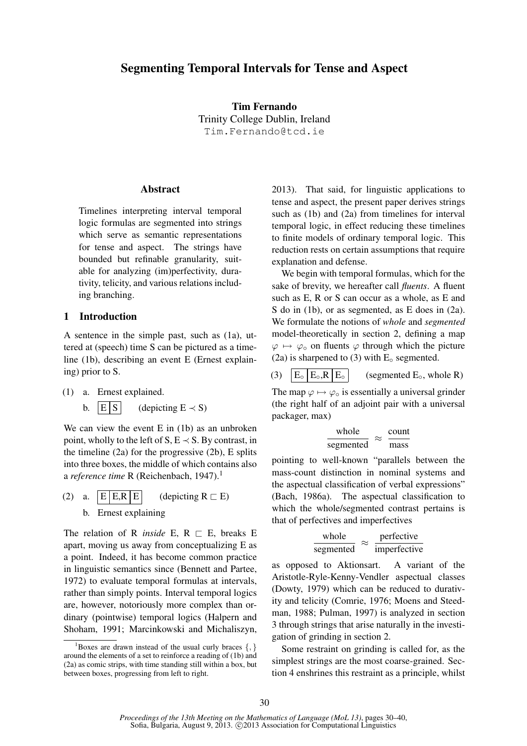# Segmenting Temporal Intervals for Tense and Aspect

**Tim Fernando**
Trinity College Dublin, Ireland
Tim.Fernando@tcd.ie

## Abstract

Timelines interpreting interval temporal logic formulas are segmented into strings which serve as semantic representations for tense and aspect. The strings have bounded but refinable granularity, suitable for analyzing (im)perfectivity, durativity, telicity, and various relations including branching.

## 1 Introduction

A sentence in the simple past, such as (1a), uttered at (speech) time S can be pictured as a timeline (1b), describing an event E (Ernest explaining) prior to S.

(1) a. Ernest explained.

b. |E|S| (depicting $E \prec S$)

We can view the event E in (1b) as an unbroken point, wholly to the left of S, $E \prec S$. By contrast, in the timeline (2a) for the progressive (2b), E splits into three boxes, the middle of which contains also a *reference time* R (Reichenbach, 1947).[1]

(2) a. |E|E,R|E| (depicting $R \sqsubset E$)

b. Ernest explaining

The relation of R *inside* E, $R \sqsubset E$, breaks E apart, moving us away from conceptualizing E as a point. Indeed, it has become common practice in linguistic semantics since (Bennett and Partee, 1972) to evaluate temporal formulas at intervals, rather than simply points. Interval temporal logics are, however, notoriously more complex than ordinary (pointwise) temporal logics (Halpern and Shoham, 1991; Marcinkowski and Michaliszyn, 2013). That said, for linguistic applications to tense and aspect, the present paper derives strings such as (1b) and (2a) from timelines for interval temporal logic, in effect reducing these timelines to finite models of ordinary temporal logic. This reduction rests on certain assumptions that require explanation and defense.

We begin with temporal formulas, which for the sake of brevity, we hereafter call *fluents*. A fluent such as E, R or S can occur as a whole, as E and S do in (1b), or as segmented, as E does in (2a). We formulate the notions of *whole* and *segmented* model-theoretically in section 2, defining a map $\varphi \mapsto \varphi_\circ$ on fluents $\varphi$ through which the picture (2a) is sharpened to (3) with $E_\circ$ segmented.

(3) |$E_\circ$|$E_\circ$,R|$E_\circ$| (segmented $E_\circ$, whole R)

The map $\varphi \mapsto \varphi_\circ$ is essentially a universal grinder (the right half of an adjoint pair with a universal packager, max)

$$\frac{\text{whole}}{\text{segmented}} \approx \frac{\text{count}}{\text{mass}}$$

pointing to well-known "parallels between the mass-count distinction in nominal systems and the aspectual classification of verbal expressions" (Bach, 1986a). The aspectual classification to which the whole/segmented contrast pertains is that of perfectives and imperfectives

$$\frac{\text{whole}}{\text{segmented}} \approx \frac{\text{perfective}}{\text{imperfective}}$$

as opposed to Aktionsart. A variant of the Aristotle-Ryle-Kenny-Vendler aspectual classes (Dowty, 1979) which can be reduced to durativity and telicity (Comrie, 1976; Moens and Steedman, 1988; Pulman, 1997) is analyzed in section 3 through strings that arise naturally in the investigation of grinding in section 2.

Some restraint on grinding is called for, as the simplest strings are the most coarse-grained. Section 4 enshrines this restraint as a principle, whilst

[1] Boxes are drawn instead of the usual curly braces {, } around the elements of a set to reinforce a reading of (1b) and (2a) as comic strips, with time standing still within a box, but between boxes, progressing from left to right.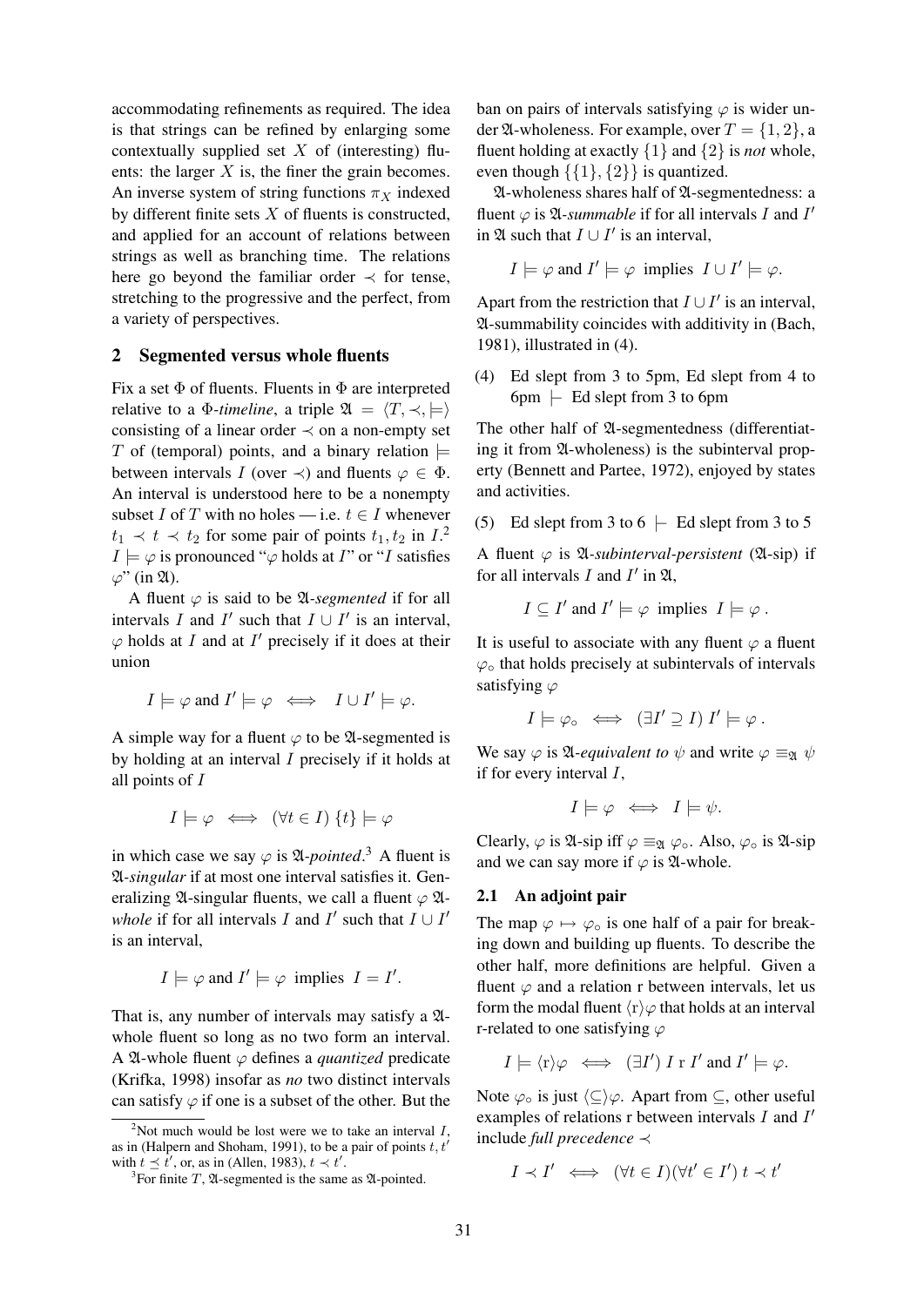accommodating refinements as required. The idea is that strings can be refined by enlarging some contextually supplied set $X$ of (interesting) fluents: the larger $X$ is, the finer the grain becomes. An inverse system of string functions $\pi_X$ indexed by different finite sets $X$ of fluents is constructed, and applied for an account of relations between strings as well as branching time. The relations here go beyond the familiar order $\prec$ for tense, stretching to the progressive and the perfect, from a variety of perspectives.

## 2 Segmented versus whole fluents

Fix a set $\Phi$ of fluents. Fluents in $\Phi$ are interpreted relative to a $\Phi$-*timeline*, a triple $\mathfrak{A} = \langle T, \prec, \models \rangle$ consisting of a linear order $\prec$ on a non-empty set $T$ of (temporal) points, and a binary relation $\models$ between intervals $I$ (over $\prec$) and fluents $\varphi \in \Phi$. An interval is understood here to be a nonempty subset $I$ of $T$ with no holes — i.e. $t \in I$ whenever $t_1 \prec t \prec t_2$ for some pair of points $t_1, t_2$ in $I$.[2] $I \models \varphi$ is pronounced "$\varphi$ holds at $I$" or "$I$ satisfies $\varphi$" (in $\mathfrak{A}$).

A fluent $\varphi$ is said to be $\mathfrak{A}$-*segmented* if for all intervals $I$ and $I'$ such that $I \cup I'$ is an interval, $\varphi$ holds at $I$ and at $I'$ precisely if it does at their union

$$I \models \varphi \text{ and } I' \models \varphi \iff I \cup I' \models \varphi.$$

A simple way for a fluent $\varphi$ to be $\mathfrak{A}$-segmented is by holding at an interval $I$ precisely if it holds at all points of $I$

$$I \models \varphi \iff (\forall t \in I)\ \{t\} \models \varphi$$

in which case we say $\varphi$ is $\mathfrak{A}$-*pointed*.[3] A fluent is $\mathfrak{A}$-*singular* if at most one interval satisfies it. Generalizing $\mathfrak{A}$-singular fluents, we call a fluent $\varphi$ $\mathfrak{A}$-*whole* if for all intervals $I$ and $I'$ such that $I \cup I'$ is an interval,

$$I \models \varphi \text{ and } I' \models \varphi \text{ implies } I = I'.$$

That is, any number of intervals may satisfy a $\mathfrak{A}$-whole fluent so long as no two form an interval. A $\mathfrak{A}$-whole fluent $\varphi$ defines a *quantized* predicate (Krifka, 1998) insofar as *no* two distinct intervals can satisfy $\varphi$ if one is a subset of the other. But the ban on pairs of intervals satisfying $\varphi$ is wider under $\mathfrak{A}$-wholeness. For example, over $T = \{1, 2\}$, a fluent holding at exactly $\{1\}$ and $\{2\}$ is *not* whole, even though $\{\{1\}, \{2\}\}$ is quantized.

$\mathfrak{A}$-wholeness shares half of $\mathfrak{A}$-segmentedness: a fluent $\varphi$ is $\mathfrak{A}$-*summable* if for all intervals $I$ and $I'$ in $\mathfrak{A}$ such that $I \cup I'$ is an interval,

$$I \models \varphi \text{ and } I' \models \varphi \text{ implies } I \cup I' \models \varphi.$$

Apart from the restriction that $I \cup I'$ is an interval, $\mathfrak{A}$-summability coincides with additivity in (Bach, 1981), illustrated in (4).

(4) Ed slept from 3 to 5pm, Ed slept from 4 to 6pm $\vdash$ Ed slept from 3 to 6pm

The other half of $\mathfrak{A}$-segmentedness (differentiating it from $\mathfrak{A}$-wholeness) is the subinterval property (Bennett and Partee, 1972), enjoyed by states and activities.

(5) Ed slept from 3 to 6 $\vdash$ Ed slept from 3 to 5

A fluent $\varphi$ is $\mathfrak{A}$-*subinterval-persistent* ($\mathfrak{A}$-sip) if for all intervals $I$ and $I'$ in $\mathfrak{A}$,

$$I \subseteq I' \text{ and } I' \models \varphi \text{ implies } I \models \varphi\ .$$

It is useful to associate with any fluent $\varphi$ a fluent $\varphi_\circ$ that holds precisely at subintervals of intervals satisfying $\varphi$

$$I \models \varphi_\circ \iff (\exists I' \supseteq I)\ I' \models \varphi\ .$$

We say $\varphi$ is $\mathfrak{A}$-*equivalent to* $\psi$ and write $\varphi \equiv_{\mathfrak{A}} \psi$ if for every interval $I$,

$$I \models \varphi \iff I \models \psi.$$

Clearly, $\varphi$ is $\mathfrak{A}$-sip iff $\varphi \equiv_{\mathfrak{A}} \varphi_\circ$. Also, $\varphi_\circ$ is $\mathfrak{A}$-sip and we can say more if $\varphi$ is $\mathfrak{A}$-whole.

### 2.1 An adjoint pair

The map $\varphi \mapsto \varphi_\circ$ is one half of a pair for breaking down and building up fluents. To describe the other half, more definitions are helpful. Given a fluent $\varphi$ and a relation r between intervals, let us form the modal fluent $\langle \mathrm{r} \rangle \varphi$ that holds at an interval r-related to one satisfying $\varphi$

$$I \models \langle \mathrm{r} \rangle \varphi \iff (\exists I')\ I \text{ r } I' \text{ and } I' \models \varphi.$$

Note $\varphi_\circ$ is just $\langle \subseteq \rangle \varphi$. Apart from $\subseteq$, other useful examples of relations r between intervals $I$ and $I'$ include *full precedence* $\prec$

$$I \prec I' \iff (\forall t \in I)(\forall t' \in I')\ t \prec t'$$

---

[2] Not much would be lost were we to take an interval $I$, as in (Halpern and Shoham, 1991), to be a pair of points $t, t'$ with $t \preceq t'$, or, as in (Allen, 1983), $t \prec t'$.

[3] For finite $T$, $\mathfrak{A}$-segmented is the same as $\mathfrak{A}$-pointed.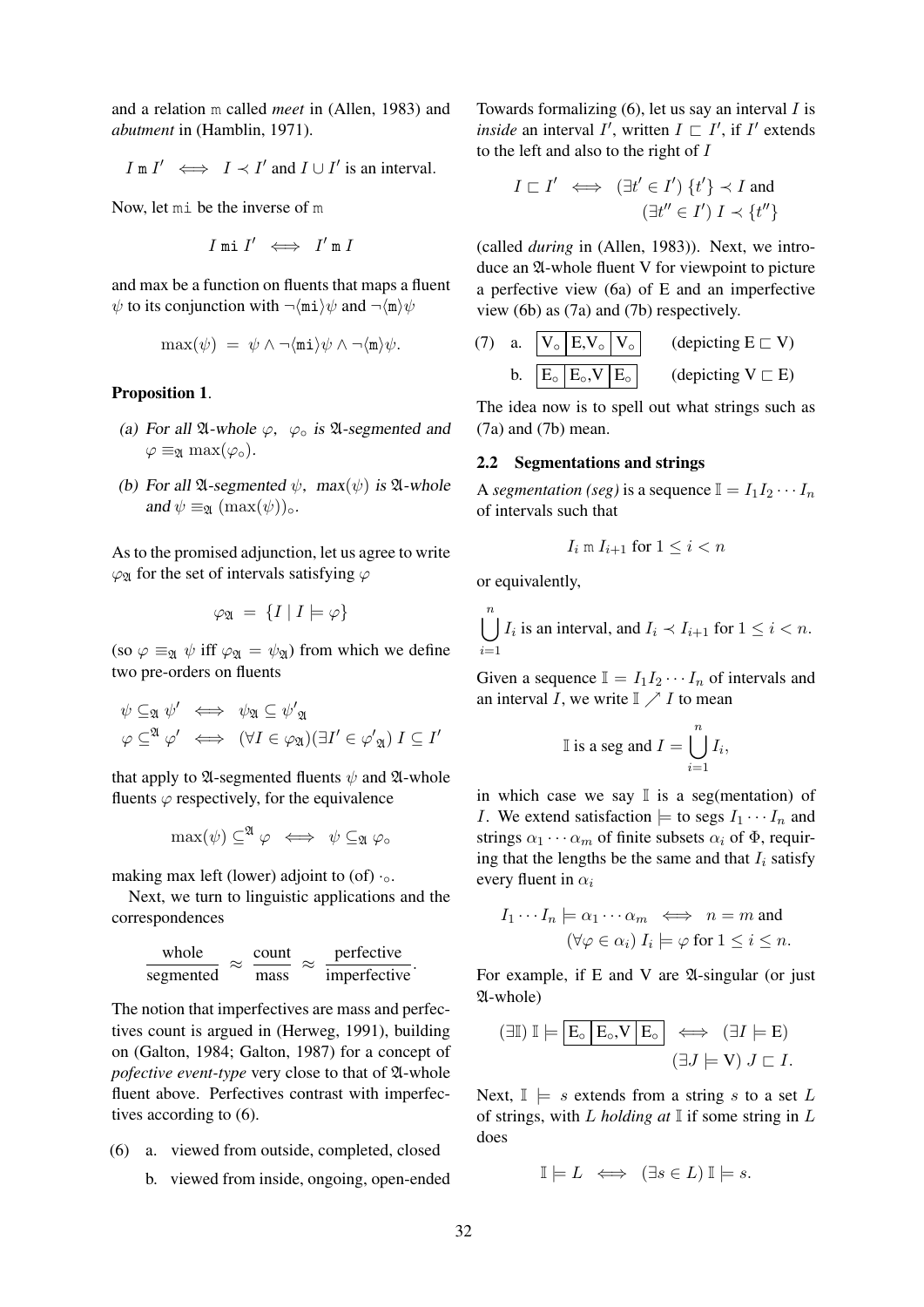and a relation $\mathtt{m}$ called *meet* in (Allen, 1983) and *abutment* in (Hamblin, 1971).

$$I \,\mathtt{m}\, I' \iff I \prec I' \text{ and } I \cup I' \text{ is an interval.}$$

Now, let $\mathtt{mi}$ be the inverse of $\mathtt{m}$

$$I \,\mathtt{mi}\, I' \iff I' \,\mathtt{m}\, I$$

and max be a function on fluents that maps a fluent $\psi$ to its conjunction with $\neg\langle \mathtt{mi}\rangle\psi$ and $\neg\langle \mathtt{m}\rangle\psi$

$$\max(\psi) \;=\; \psi \wedge \neg\langle \mathtt{mi}\rangle\psi \wedge \neg\langle \mathtt{m}\rangle\psi.$$

**Proposition 1**.

*(a) For all $\mathfrak{A}$-whole $\varphi$, $\varphi_\circ$ is $\mathfrak{A}$-segmented and $\varphi \equiv_{\mathfrak{A}} \max(\varphi_\circ)$.*

*(b) For all $\mathfrak{A}$-segmented $\psi$, $\max(\psi)$ is $\mathfrak{A}$-whole and $\psi \equiv_{\mathfrak{A}} (\max(\psi))_\circ$.*

As to the promised adjunction, let us agree to write $\varphi_{\mathfrak{A}}$ for the set of intervals satisfying $\varphi$

$$\varphi_{\mathfrak{A}} \;=\; \{I \mid I \models \varphi\}$$

(so $\varphi \equiv_{\mathfrak{A}} \psi$ iff $\varphi_{\mathfrak{A}} = \psi_{\mathfrak{A}}$) from which we define two pre-orders on fluents

$$\psi \subseteq_{\mathfrak{A}} \psi' \iff \psi_{\mathfrak{A}} \subseteq \psi'_{\mathfrak{A}}$$
$$\varphi \subseteq^{\mathfrak{A}} \varphi' \iff (\forall I \in \varphi_{\mathfrak{A}})(\exists I' \in \varphi'_{\mathfrak{A}})\; I \subseteq I'$$

that apply to $\mathfrak{A}$-segmented fluents $\psi$ and $\mathfrak{A}$-whole fluents $\varphi$ respectively, for the equivalence

$$\max(\psi) \subseteq^{\mathfrak{A}} \varphi \iff \psi \subseteq_{\mathfrak{A}} \varphi_\circ$$

making max left (lower) adjoint to (of) $\cdot_\circ$.

Next, we turn to linguistic applications and the correspondences

$$\frac{\text{whole}}{\text{segmented}} \approx \frac{\text{count}}{\text{mass}} \approx \frac{\text{perfective}}{\text{imperfective}}.$$

The notion that imperfectives are mass and perfectives count is argued in (Herweg, 1991), building on (Galton, 1984; Galton, 1987) for a concept of *pofective event-type* very close to that of $\mathfrak{A}$-whole fluent above. Perfectives contrast with imperfectives according to (6).

(6) a. viewed from outside, completed, closed

b. viewed from inside, ongoing, open-ended

Towards formalizing (6), let us say an interval $I$ is *inside* an interval $I'$, written $I \sqsubset I'$, if $I'$ extends to the left and also to the right of $I$

$$I \sqsubset I' \iff (\exists t' \in I')\,\{t'\} \prec I \text{ and } (\exists t'' \in I')\; I \prec \{t''\}$$

(called *during* in (Allen, 1983)). Next, we introduce an $\mathfrak{A}$-whole fluent V for viewpoint to picture a perfective view (6a) of E and an imperfective view (6b) as (7a) and (7b) respectively.

(7) a. | $\mathrm{V}_\circ$ | E,$\mathrm{V}_\circ$ | $\mathrm{V}_\circ$ | (depicting E $\sqsubset$ V)

b. | $\mathrm{E}_\circ$ | $\mathrm{E}_\circ$,V | $\mathrm{E}_\circ$ | (depicting V $\sqsubset$ E)

The idea now is to spell out what strings such as (7a) and (7b) mean.

## 2.2 Segmentations and strings

A *segmentation (seg)* is a sequence $\mathbb{I} = I_1 I_2 \cdots I_n$ of intervals such that

$$I_i \,\mathtt{m}\, I_{i+1} \text{ for } 1 \leq i < n$$

or equivalently,

$$\bigcup_{i=1}^{n} I_i \text{ is an interval, and } I_i \prec I_{i+1} \text{ for } 1 \leq i < n.$$

Given a sequence $\mathbb{I} = I_1 I_2 \cdots I_n$ of intervals and an interval $I$, we write $\mathbb{I} \nearrow I$ to mean

$$\mathbb{I} \text{ is a seg and } I = \bigcup_{i=1}^{n} I_i,$$

in which case we say $\mathbb{I}$ is a seg(mentation) of $I$. We extend satisfaction $\models$ to segs $I_1 \cdots I_n$ and strings $\alpha_1 \cdots \alpha_m$ of finite subsets $\alpha_i$ of $\Phi$, requiring that the lengths be the same and that $I_i$ satisfy every fluent in $\alpha_i$

$$I_1 \cdots I_n \models \alpha_1 \cdots \alpha_m \iff n = m \text{ and } (\forall \varphi \in \alpha_i)\; I_i \models \varphi \text{ for } 1 \leq i \leq n.$$

For example, if E and V are $\mathfrak{A}$-singular (or just $\mathfrak{A}$-whole)

$$(\exists \mathbb{I})\; \mathbb{I} \models \boxed{\mathrm{E}_\circ \mid \mathrm{E}_\circ,\mathrm{V} \mid \mathrm{E}_\circ} \iff (\exists I \models \mathrm{E})\,(\exists J \models \mathrm{V})\; J \sqsubset I.$$

Next, $\mathbb{I} \models s$ extends from a string $s$ to a set $L$ of strings, with $L$ *holding at* $\mathbb{I}$ if some string in $L$ does

$$\mathbb{I} \models L \iff (\exists s \in L)\; \mathbb{I} \models s.$$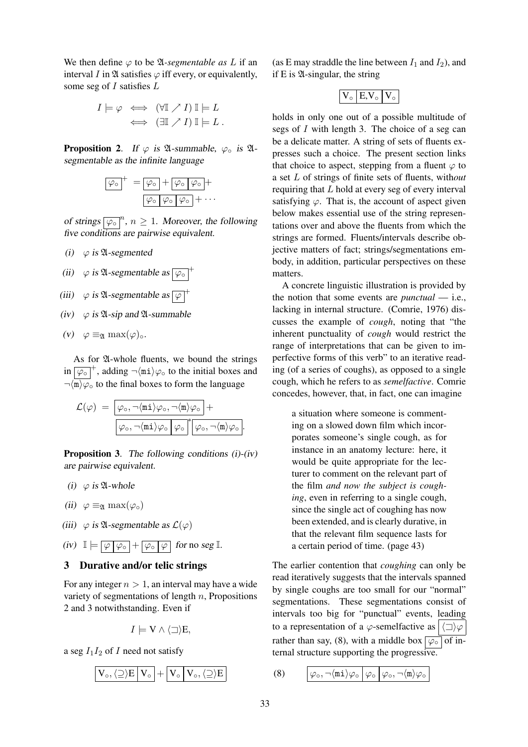We then define $\varphi$ to be $\mathfrak{A}$-*segmentable as* $L$ if an interval $I$ in $\mathfrak{A}$ satisfies $\varphi$ iff every, or equivalently, some seg of $I$ satisfies $L$

$$\begin{aligned} I \models \varphi &\iff (\forall \mathbb{I} \nearrow I)\ \mathbb{I} \models L \\ &\iff (\exists \mathbb{I} \nearrow I)\ \mathbb{I} \models L\ . \end{aligned}$$

**Proposition 2**. *If $\varphi$ is $\mathfrak{A}$-summable, $\varphi_\circ$ is $\mathfrak{A}$-segmentable as the infinite language*

$$\boxed{\varphi_\circ}^{+} = \boxed{\varphi_\circ} + \boxed{\varphi_\circ}\boxed{\varphi_\circ} + \boxed{\varphi_\circ}\boxed{\varphi_\circ}\boxed{\varphi_\circ} + \cdots$$

*of strings $\boxed{\varphi_\circ}^{n}$, $n \geq 1$. Moreover, the following five conditions are pairwise equivalent.*

*(i)* $\varphi$ *is $\mathfrak{A}$-segmented*

*(ii)* $\varphi$ *is $\mathfrak{A}$-segmentable as* $\boxed{\varphi_\circ}^{+}$

*(iii)* $\varphi$ *is $\mathfrak{A}$-segmentable as* $\boxed{\varphi}^{+}$

*(iv)* $\varphi$ *is $\mathfrak{A}$-sip and $\mathfrak{A}$-summable*

*(v)* $\varphi \equiv_{\mathfrak{A}} \max(\varphi)_\circ$.

As for $\mathfrak{A}$-whole fluents, we bound the strings in $\boxed{\varphi_\circ}^{+}$, adding $\neg\langle \mathtt{mi}\rangle\varphi_\circ$ to the initial boxes and $\neg\langle \mathtt{m}\rangle\varphi_\circ$ to the final boxes to form the language

$$\mathcal{L}(\varphi) = \boxed{\varphi_\circ, \neg\langle \mathtt{mi}\rangle\varphi_\circ, \neg\langle \mathtt{m}\rangle\varphi_\circ} + \boxed{\varphi_\circ, \neg\langle \mathtt{mi}\rangle\varphi_\circ}\boxed{\varphi_\circ}^{*}\boxed{\varphi_\circ, \neg\langle \mathtt{m}\rangle\varphi_\circ}.$$

**Proposition 3**. *The following conditions (i)-(iv) are pairwise equivalent.*

*(i)* $\varphi$ *is $\mathfrak{A}$-whole*

*(ii)* $\varphi \equiv_{\mathfrak{A}} \max(\varphi_\circ)$

*(iii)* $\varphi$ *is $\mathfrak{A}$-segmentable as* $\mathcal{L}(\varphi)$

*(iv)* $\mathbb{I} \models \boxed{\varphi}\boxed{\varphi_\circ} + \boxed{\varphi_\circ}\boxed{\varphi}$ *for no seg* $\mathbb{I}$.

## 3 Durative and/or telic strings

For any integer $n > 1$, an interval may have a wide variety of segmentations of length $n$, Propositions 2 and 3 notwithstanding. Even if

$$I \models \mathrm{V} \wedge \langle \sqsupset \rangle \mathrm{E},$$

a seg $I_1 I_2$ of $I$ need not satisfy

$$\boxed{\mathrm{V}_\circ, \langle \supseteq \rangle \mathrm{E}}\boxed{\mathrm{V}_\circ} + \boxed{\mathrm{V}_\circ}\boxed{\mathrm{V}_\circ, \langle \supseteq \rangle \mathrm{E}}$$

(as E may straddle the line between $I_1$ and $I_2$), and if E is $\mathfrak{A}$-singular, the string

$$\boxed{\mathrm{V}_\circ}\boxed{\mathrm{E}, \mathrm{V}_\circ}\boxed{\mathrm{V}_\circ}$$

holds in only one out of a possible multitude of segs of $I$ with length 3. The choice of a seg can be a delicate matter. A string of sets of fluents expresses such a choice. The present section links that choice to aspect, stepping from a fluent $\varphi$ to a set $L$ of strings of finite sets of fluents, with*out* requiring that $L$ hold at every seg of every interval satisfying $\varphi$. That is, the account of aspect given below makes essential use of the string representations over and above the fluents from which the strings are formed. Fluents/intervals describe objective matters of fact; strings/segmentations embody, in addition, particular perspectives on these matters.

A concrete linguistic illustration is provided by the notion that some events are *punctual* — i.e., lacking in internal structure. (Comrie, 1976) discusses the example of *cough*, noting that “the inherent punctuality of *cough* would restrict the range of interpretations that can be given to imperfective forms of this verb” to an iterative reading (of a series of coughs), as opposed to a single cough, which he refers to as *semelfactive*. Comrie concedes, however, that, in fact, one can imagine

> a situation where someone is commenting on a slowed down film which incorporates someone’s single cough, as for instance in an anatomy lecture: here, it would be quite appropriate for the lecturer to comment on the relevant part of the film *and now the subject is coughing*, even in referring to a single cough, since the single act of coughing has now been extended, and is clearly durative, in that the relevant film sequence lasts for a certain period of time. (page 43)

The earlier contention that *coughing* can only be read iteratively suggests that the intervals spanned by single coughs are too small for our “normal” segmentations. These segmentations consist of intervals too big for “punctual” events, leading to a representation of a $\varphi$-semelfactive as $\boxed{\langle \sqsupset \rangle \varphi}$ rather than say, (8), with a middle box $\boxed{\varphi_\circ}$ of internal structure supporting the progressive.

(8) $\boxed{\varphi_\circ, \neg\langle \mathtt{mi}\rangle\varphi_\circ}\boxed{\varphi_\circ}\boxed{\varphi_\circ, \neg\langle \mathtt{m}\rangle\varphi_\circ}$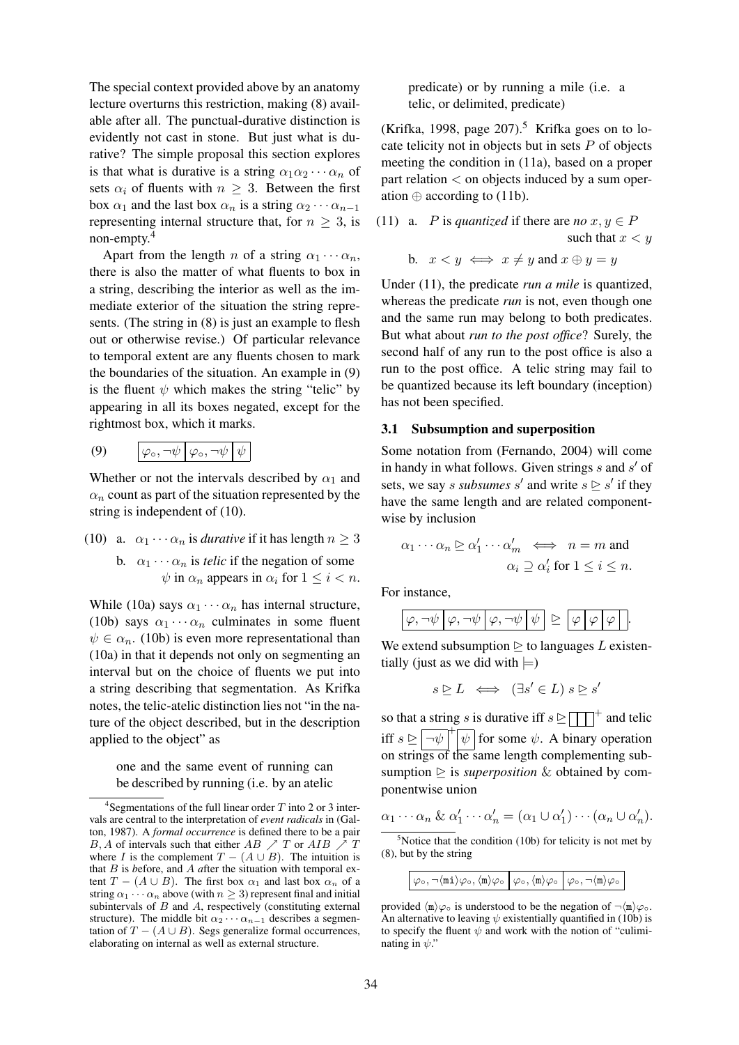The special context provided above by an anatomy lecture overturns this restriction, making (8) available after all. The punctual-durative distinction is evidently not cast in stone. But just what is durative? The simple proposal this section explores is that what is durative is a string $\alpha_1\alpha_2\cdots\alpha_n$ of sets $\alpha_i$ of fluents with $n \geq 3$. Between the first box $\alpha_1$ and the last box $\alpha_n$ is a string $\alpha_2\cdots\alpha_{n-1}$ representing internal structure that, for $n \geq 3$, is non-empty.[4]

Apart from the length $n$ of a string $\alpha_1\cdots\alpha_n$, there is also the matter of what fluents to box in a string, describing the interior as well as the immediate exterior of the situation the string represents. (The string in (8) is just an example to flesh out or otherwise revise.) Of particular relevance to temporal extent are any fluents chosen to mark the boundaries of the situation. An example in (9) is the fluent $\psi$ which makes the string "telic" by appearing in all its boxes negated, except for the rightmost box, which it marks.

(9) $\boxed{\varphi_\circ, \neg\psi}\boxed{\varphi_\circ, \neg\psi}\boxed{\psi}$

Whether or not the intervals described by $\alpha_1$ and $\alpha_n$ count as part of the situation represented by the string is independent of (10).

(10) a. $\alpha_1\cdots\alpha_n$ is *durative* if it has length $n \geq 3$

b. $\alpha_1\cdots\alpha_n$ is *telic* if the negation of some $\psi$ in $\alpha_n$ appears in $\alpha_i$ for $1 \leq i < n$.

While (10a) says $\alpha_1\cdots\alpha_n$ has internal structure, (10b) says $\alpha_1\cdots\alpha_n$ culminates in some fluent $\psi \in \alpha_n$. (10b) is even more representational than (10a) in that it depends not only on segmenting an interval but on the choice of fluents we put into a string describing that segmentation. As Krifka notes, the telic-atelic distinction lies not "in the nature of the object described, but in the description applied to the object" as

> one and the same event of running can be described by running (i.e. by an atelic predicate) or by running a mile (i.e. a telic, or delimited, predicate)

(Krifka, 1998, page 207).[5] Krifka goes on to locate telicity not in objects but in sets $P$ of objects meeting the condition in (11a), based on a proper part relation $<$ on objects induced by a sum operation $\oplus$ according to (11b).

(11) a. $P$ is *quantized* if there are *no* $x, y \in P$ such that $x < y$

b. $x < y \iff x \neq y$ and $x \oplus y = y$

Under (11), the predicate *run a mile* is quantized, whereas the predicate *run* is not, even though one and the same run may belong to both predicates. But what about *run to the post office*? Surely, the second half of any run to the post office is also a run to the post office. A telic string may fail to be quantized because its left boundary (inception) has not been specified.

### 3.1 Subsumption and superposition

Some notation from (Fernando, 2004) will come in handy in what follows. Given strings $s$ and $s'$ of sets, we say $s$ *subsumes* $s'$ and write $s \trianglerighteq s'$ if they have the same length and are related componentwise by inclusion

$$\alpha_1\cdots\alpha_n \trianglerighteq \alpha'_1\cdots\alpha'_m \iff n = m \text{ and } \alpha_i \supseteq \alpha'_i \text{ for } 1 \leq i \leq n.$$

For instance,

$$\boxed{\varphi, \neg\psi}\boxed{\varphi, \neg\psi}\boxed{\varphi, \neg\psi}\boxed{\psi} \trianglerighteq \boxed{\varphi}\boxed{\varphi}\boxed{\varphi}\boxed{\phantom{x}}.$$

We extend subsumption $\trianglerighteq$ to languages $L$ existentially (just as we did with $\models$)

$$s \trianglerighteq L \iff (\exists s' \in L)\ s \trianglerighteq s'$$

so that a string $s$ is durative iff $s \trianglerighteq \boxed{\phantom{x}}\boxed{\phantom{x}}\boxed{\phantom{x}}^+$ and telic iff $s \trianglerighteq \boxed{\neg\psi}^+\boxed{\psi}$ for some $\psi$. A binary operation on strings of the same length complementing subsumption $\trianglerighteq$ is *superposition* $\&$ obtained by componentwise union

$$\alpha_1\cdots\alpha_n \;\&\; \alpha'_1\cdots\alpha'_n = (\alpha_1 \cup \alpha'_1)\cdots(\alpha_n \cup \alpha'_n).$$

---

[4] Segmentations of the full linear order $T$ into 2 or 3 intervals are central to the interpretation of *event radicals* in (Galton, 1987). A *formal occurrence* is defined there to be a pair $B, A$ of intervals such that either $AB \nearrow T$ or $AIB \nearrow T$ where $I$ is the complement $T - (A \cup B)$. The intuition is that $B$ is *b*efore, and $A$ *a*fter the situation with temporal extent $T - (A \cup B)$. The first box $\alpha_1$ and last box $\alpha_n$ of a string $\alpha_1\cdots\alpha_n$ above (with $n \geq 3$) represent final and initial subintervals of $B$ and $A$, respectively (constituting external structure). The middle bit $\alpha_2\cdots\alpha_{n-1}$ describes a segmentation of $T - (A \cup B)$. Segs generalize formal occurrences, elaborating on internal as well as external structure.

[5] Notice that the condition (10b) for telicity is not met by (8), but by the string

$$\boxed{\varphi_\circ, \neg\langle\mathtt{mi}\rangle\varphi_\circ, \langle\mathtt{m}\rangle\varphi_\circ}\boxed{\varphi_\circ, \langle\mathtt{m}\rangle\varphi_\circ}\boxed{\varphi_\circ, \neg\langle\mathtt{m}\rangle\varphi_\circ}$$

provided $\langle\mathtt{m}\rangle\varphi_\circ$ is understood to be the negation of $\neg\langle\mathtt{m}\rangle\varphi_\circ$. An alternative to leaving $\psi$ existentially quantified in (10b) is to specify the fluent $\psi$ and work with the notion of "culiminating in $\psi$."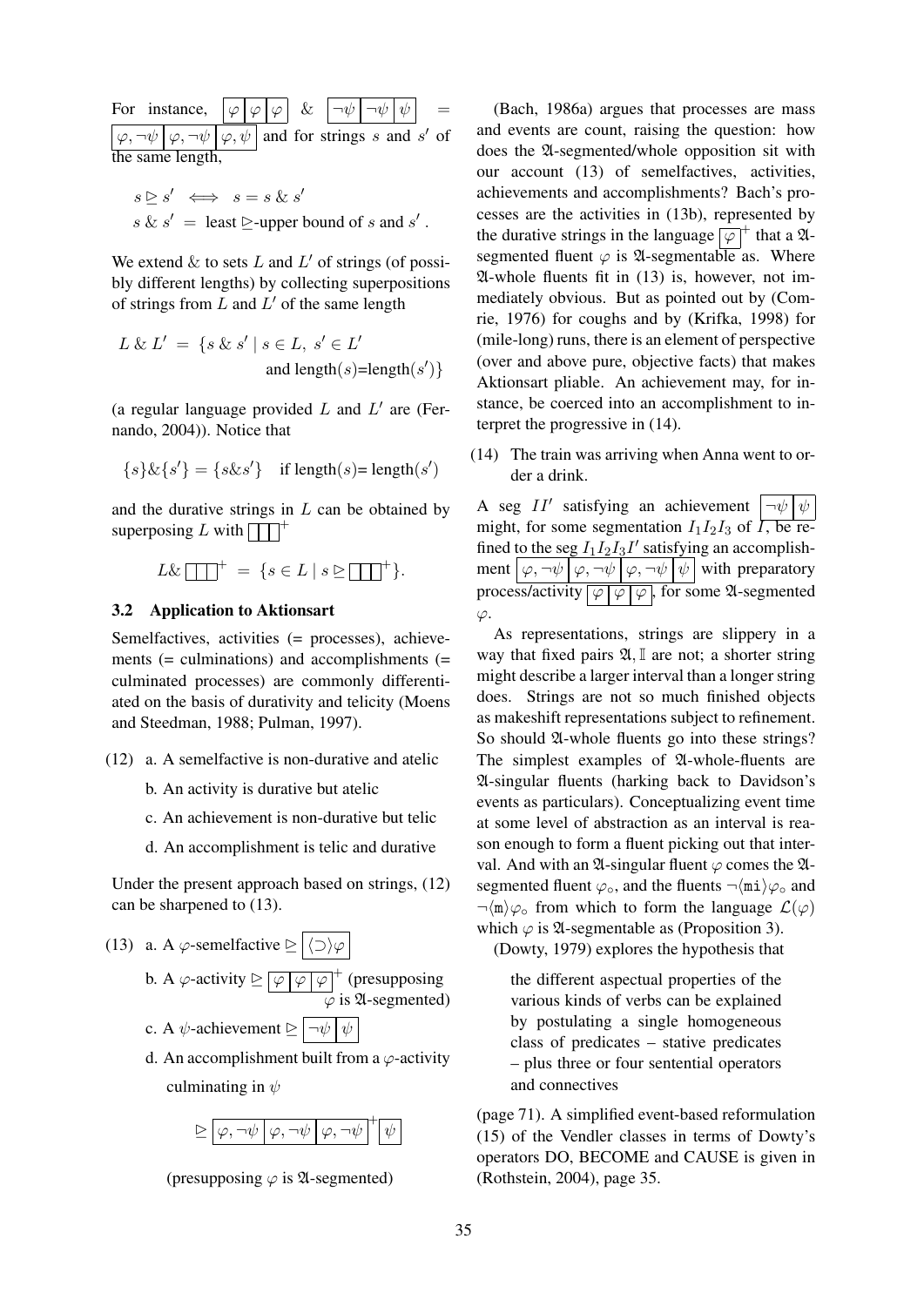For instance, $\boxed{\varphi}\boxed{\varphi}\boxed{\varphi}$ & $\boxed{\neg\psi}\boxed{\neg\psi}\boxed{\psi}$ = $\boxed{\varphi,\neg\psi}\boxed{\varphi,\neg\psi}\boxed{\varphi,\psi}$ and for strings $s$ and $s'$ of the same length,

$$s \trianglerighteq s' \iff s = s \,\&\, s'$$
$$s \,\&\, s' = \text{ least } \trianglerighteq\text{-upper bound of } s \text{ and } s' .$$

We extend & to sets $L$ and $L'$ of strings (of possibly different lengths) by collecting superpositions of strings from $L$ and $L'$ of the same length

$$L \,\&\, L' = \{s \,\&\, s' \mid s \in L,\ s' \in L' \text{ and length}(s)\text{=length}(s')\}$$

(a regular language provided $L$ and $L'$ are (Fernando, 2004)). Notice that

$$\{s\}\&\{s'\} = \{s\&s'\} \quad \text{if length}(s)\text{= length}(s')$$

and the durative strings in $L$ can be obtained by superposing $L$ with $\boxed{\ }\boxed{\ }\boxed{\ }^+$

$$L\& \boxed{\ }\boxed{\ }\boxed{\ }^+ = \{s \in L \mid s \trianglerighteq \boxed{\ }\boxed{\ }\boxed{\ }^+\}.$$

### 3.2 Application to Aktionsart

Semelfactives, activities (= processes), achievements (= culminations) and accomplishments (= culminated processes) are commonly differentiated on the basis of durativity and telicity (Moens and Steedman, 1988; Pulman, 1997).

(12) a. A semelfactive is non-durative and atelic

b. An activity is durative but atelic

c. An achievement is non-durative but telic

d. An accomplishment is telic and durative

Under the present approach based on strings, (12) can be sharpened to (13).

(13) a. A $\varphi$-semelfactive $\trianglerighteq \boxed{\langle\supset\rangle\varphi}$

b. A $\varphi$-activity $\trianglerighteq \boxed{\varphi}\boxed{\varphi}\boxed{\varphi}^+$ (presupposing $\varphi$ is $\mathfrak{A}$-segmented)

c. A $\psi$-achievement $\trianglerighteq \boxed{\neg\psi}\boxed{\psi}$

d. An accomplishment built from a $\varphi$-activity culminating in $\psi$

$$\trianglerighteq \boxed{\varphi,\neg\psi}\boxed{\varphi,\neg\psi}\boxed{\varphi,\neg\psi}^+\boxed{\psi}$$

(presupposing $\varphi$ is $\mathfrak{A}$-segmented)

(Bach, 1986a) argues that processes are mass and events are count, raising the question: how does the $\mathfrak{A}$-segmented/whole opposition sit with our account (13) of semelfactives, activities, achievements and accomplishments? Bach's processes are the activities in (13b), represented by the durative strings in the language $\boxed{\varphi}^+$ that a $\mathfrak{A}$-segmented fluent $\varphi$ is $\mathfrak{A}$-segmentable as. Where $\mathfrak{A}$-whole fluents fit in (13) is, however, not immediately obvious. But as pointed out by (Comrie, 1976) for coughs and by (Krifka, 1998) for (mile-long) runs, there is an element of perspective (over and above pure, objective facts) that makes Aktionsart pliable. An achievement may, for instance, be coerced into an accomplishment to interpret the progressive in (14).

(14) The train was arriving when Anna went to order a drink.

A seg $II'$ satisfying an achievement $\boxed{\neg\psi}\boxed{\psi}$ might, for some segmentation $I_1I_2I_3$ of $I$, be refined to the seg $I_1I_2I_3I'$ satisfying an accomplishment $\boxed{\varphi,\neg\psi}\boxed{\varphi,\neg\psi}\boxed{\varphi,\neg\psi}\boxed{\psi}$ with preparatory process/activity $\boxed{\varphi}\boxed{\varphi}\boxed{\varphi}$, for some $\mathfrak{A}$-segmented $\varphi$.

As representations, strings are slippery in a way that fixed pairs $\mathfrak{A}, \mathbb{I}$ are not; a shorter string might describe a larger interval than a longer string does. Strings are not so much finished objects as makeshift representations subject to refinement. So should $\mathfrak{A}$-whole fluents go into these strings? The simplest examples of $\mathfrak{A}$-whole-fluents are $\mathfrak{A}$-singular fluents (harking back to Davidson's events as particulars). Conceptualizing event time at some level of abstraction as an interval is reason enough to form a fluent picking out that interval. And with an $\mathfrak{A}$-singular fluent $\varphi$ comes the $\mathfrak{A}$-segmented fluent $\varphi_\circ$, and the fluents $\neg\langle\mathtt{mi}\rangle\varphi_\circ$ and $\neg\langle\mathtt{m}\rangle\varphi_\circ$ from which to form the language $\mathcal{L}(\varphi)$ which $\varphi$ is $\mathfrak{A}$-segmentable as (Proposition 3).

(Dowty, 1979) explores the hypothesis that

> the different aspectual properties of the various kinds of verbs can be explained by postulating a single homogeneous class of predicates – stative predicates – plus three or four sentential operators and connectives

(page 71). A simplified event-based reformulation (15) of the Vendler classes in terms of Dowty's operators DO, BECOME and CAUSE is given in (Rothstein, 2004), page 35.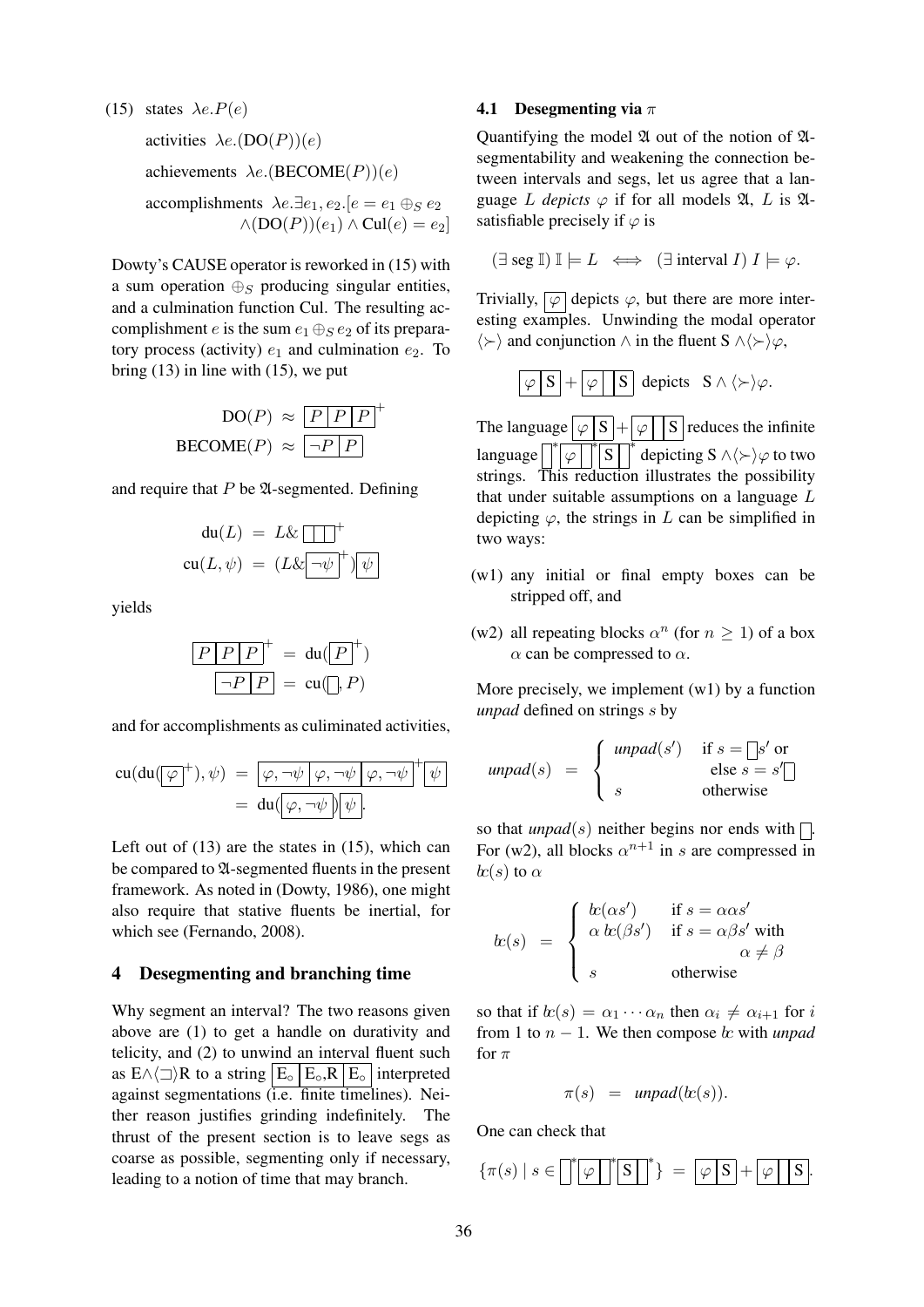(15) states $\lambda e.P(e)$

activities $\lambda e.(\text{DO}(P))(e)$

achievements $\lambda e.(\text{BECOME}(P))(e)$

accomplishments $\lambda e.\exists e_1, e_2.[e = e_1 \oplus_S e_2 \wedge (\text{DO}(P))(e_1) \wedge \text{Cul}(e) = e_2]$

Dowty's CAUSE operator is reworked in (15) with a sum operation $\oplus_S$ producing singular entities, and a culmination function Cul. The resulting accomplishment $e$ is the sum $e_1 \oplus_S e_2$ of its preparatory process (activity) $e_1$ and culmination $e_2$. To bring (13) in line with (15), we put

$$\text{DO}(P) \;\approx\; \boxed{P}\boxed{P}\boxed{P}^{+}$$

$$\text{BECOME}(P) \;\approx\; \boxed{\neg P}\boxed{P}$$

and require that $P$ be $\mathfrak{A}$-segmented. Defining

$$\text{du}(L) \;=\; L \& \boxed{\phantom{x}}\boxed{\phantom{x}}\boxed{\phantom{x}}^{+}$$

$$\text{cu}(L, \psi) \;=\; (L \& \boxed{\neg\psi}^{+})\boxed{\psi}$$

yields

$$\boxed{P}\boxed{P}\boxed{P}^{+} \;=\; \text{du}(\boxed{P}^{+})$$

$$\boxed{\neg P}\boxed{P} \;=\; \text{cu}(\boxed{\phantom{x}}, P)$$

and for accomplishments as culiminated activities,

$$\text{cu}(\text{du}(\boxed{\varphi}^{+}), \psi) \;=\; \boxed{\varphi, \neg\psi}\boxed{\varphi, \neg\psi}\boxed{\varphi, \neg\psi}^{+}\boxed{\psi}$$

$$=\; \text{du}(\boxed{\varphi, \neg\psi})\boxed{\psi}.$$

Left out of (13) are the states in (15), which can be compared to $\mathfrak{A}$-segmented fluents in the present framework. As noted in (Dowty, 1986), one might also require that stative fluents be inertial, for which see (Fernando, 2008).

## 4 Desegmenting and branching time

Why segment an interval? The two reasons given above are (1) to get a handle on durativity and telicity, and (2) to unwind an interval fluent such as $\text{E} \wedge \langle \sqsupset \rangle \text{R}$ to a string $\boxed{\text{E}_\circ}\boxed{\text{E}_\circ, \text{R}}\boxed{\text{E}_\circ}$ interpreted against segmentations (i.e. finite timelines). Neither reason justifies grinding indefinitely. The thrust of the present section is to leave segs as coarse as possible, segmenting only if necessary, leading to a notion of time that may branch.

### 4.1 Desegmenting via $\pi$

Quantifying the model $\mathfrak{A}$ out of the notion of $\mathfrak{A}$-segmentability and weakening the connection between intervals and segs, let us agree that a language $L$ *depicts* $\varphi$ if for all models $\mathfrak{A}$, $L$ is $\mathfrak{A}$-satisfiable precisely if $\varphi$ is

$$(\exists \text{ seg } \mathbb{I})\; \mathbb{I} \models L \iff (\exists \text{ interval } I)\; I \models \varphi.$$

Trivially, $\boxed{\varphi}$ depicts $\varphi$, but there are more interesting examples. Unwinding the modal operator $\langle \succ \rangle$ and conjunction $\wedge$ in the fluent $\text{S} \wedge \langle \succ \rangle \varphi$,

$$\boxed{\varphi}\boxed{\text{S}} + \boxed{\varphi}\boxed{\phantom{x}}\boxed{\text{S}} \;\text{ depicts }\; \text{S} \wedge \langle \succ \rangle \varphi.$$

The language $\boxed{\varphi}\boxed{\text{S}} + \boxed{\varphi}\boxed{\phantom{x}}\boxed{\text{S}}$ reduces the infinite language $\boxed{\phantom{x}}^{*}\boxed{\varphi}\boxed{\phantom{x}}^{*}\boxed{\text{S}}\boxed{\phantom{x}}^{*}$ depicting $\text{S} \wedge \langle \succ \rangle \varphi$ to two strings. This reduction illustrates the possibility that under suitable assumptions on a language $L$ depicting $\varphi$, the strings in $L$ can be simplified in two ways:

(w1) any initial or final empty boxes can be stripped off, and

(w2) all repeating blocks $\alpha^n$ (for $n \geq 1$) of a box $\alpha$ can be compressed to $\alpha$.

More precisely, we implement (w1) by a function *unpad* defined on strings $s$ by

$$\textit{unpad}(s) \;=\; \begin{cases} \textit{unpad}(s') & \text{if } s = \boxed{\phantom{x}}s' \text{ or else } s = s'\boxed{\phantom{x}} \\ s & \text{otherwise} \end{cases}$$

so that *unpad*$(s)$ neither begins nor ends with $\boxed{\phantom{x}}$. For (w2), all blocks $\alpha^{n+1}$ in $s$ are compressed in $bc(s)$ to $\alpha$

$$bc(s) \;=\; \begin{cases} bc(\alpha s') & \text{if } s = \alpha\alpha s' \\ \alpha\, bc(\beta s') & \text{if } s = \alpha\beta s' \text{ with } \alpha \neq \beta \\ s & \text{otherwise} \end{cases}$$

so that if $bc(s) = \alpha_1 \cdots \alpha_n$ then $\alpha_i \neq \alpha_{i+1}$ for $i$ from 1 to $n-1$. We then compose $bc$ with *unpad* for $\pi$

$$\pi(s) \;=\; \textit{unpad}(bc(s)).$$

One can check that

$$\{\pi(s) \mid s \in \boxed{\phantom{x}}^{*}\boxed{\varphi}\boxed{\phantom{x}}^{*}\boxed{\text{S}}\boxed{\phantom{x}}^{*}\} \;=\; \boxed{\varphi}\boxed{\text{S}} + \boxed{\varphi}\boxed{\phantom{x}}\boxed{\text{S}}.$$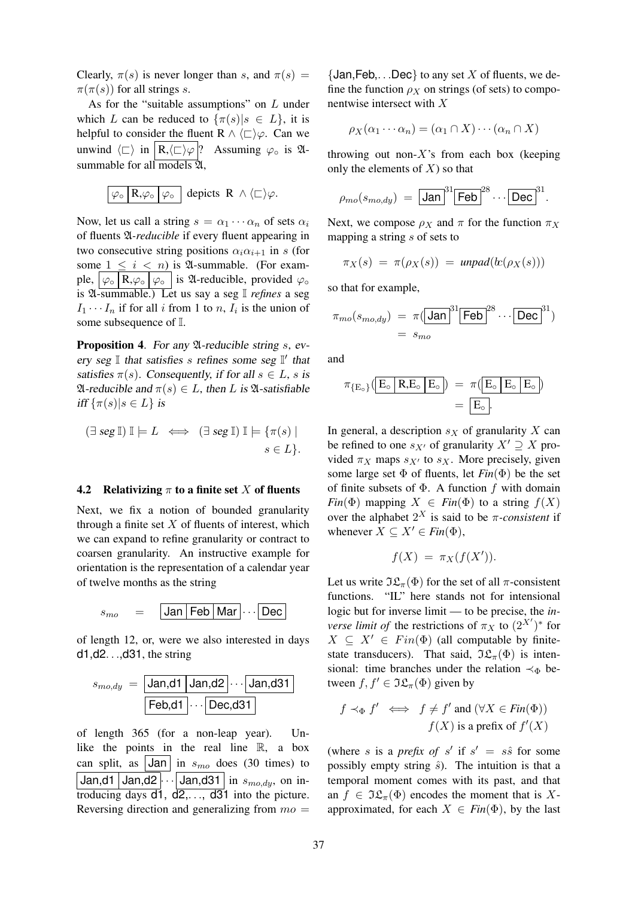Clearly, $\pi(s)$ is never longer than $s$, and $\pi(s) = \pi(\pi(s))$ for all strings $s$.

As for the "suitable assumptions" on $L$ under which $L$ can be reduced to $\{\pi(s) | s \in L\}$, it is helpful to consider the fluent $\mathrm{R} \wedge \langle\sqsubset\rangle\varphi$. Can we unwind $\langle\sqsubset\rangle$ in $\boxed{\mathrm{R}, \langle\sqsubset\rangle\varphi}$? Assuming $\varphi_\circ$ is $\mathfrak{A}$-summable for all models $\mathfrak{A}$,

$$\boxed{\varphi_\circ}\boxed{\mathrm{R},\varphi_\circ}\boxed{\varphi_\circ} \text{ depicts } \mathrm{R} \wedge \langle\sqsubset\rangle\varphi.$$

Now, let us call a string $s = \alpha_1 \cdots \alpha_n$ of sets $\alpha_i$ of fluents $\mathfrak{A}$-*reducible* if every fluent appearing in two consecutive string positions $\alpha_i\alpha_{i+1}$ in $s$ (for some $1 \leq i < n$) is $\mathfrak{A}$-summable. (For example, $\boxed{\varphi_\circ}\boxed{\mathrm{R},\varphi_\circ}\boxed{\varphi_\circ}$ is $\mathfrak{A}$-reducible, provided $\varphi_\circ$ is $\mathfrak{A}$-summable.) Let us say a seg $\mathbb{I}$ *refines* a seg $I_1 \cdots I_n$ if for all $i$ from 1 to $n$, $I_i$ is the union of some subsequence of $\mathbb{I}$.

**Proposition 4**. *For any $\mathfrak{A}$-reducible string $s$, every seg $\mathbb{I}$ that satisfies $s$ refines some seg $\mathbb{I}'$ that satisfies $\pi(s)$. Consequently, if for all $s \in L$, $s$ is $\mathfrak{A}$-reducible and $\pi(s) \in L$, then $L$ is $\mathfrak{A}$-satisfiable iff $\{\pi(s) | s \in L\}$ is*

$$(\exists \textit{ seg } \mathbb{I})\ \mathbb{I} \models L \iff (\exists \textit{ seg } \mathbb{I})\ \mathbb{I} \models \{\pi(s) \mid s \in L\}.$$

### 4.2 Relativizing $\pi$ to a finite set $X$ of fluents

Next, we fix a notion of bounded granularity through a finite set $X$ of fluents of interest, which we can expand to refine granularity or contract to coarsen granularity. An instructive example for orientation is the representation of a calendar year of twelve months as the string

$$s_{mo} = \boxed{\mathsf{Jan}}\boxed{\mathsf{Feb}}\boxed{\mathsf{Mar}}\cdots\boxed{\mathsf{Dec}}$$

of length 12, or, were we also interested in days d1,d2...,d31, the string

$$s_{mo,dy} = \boxed{\mathsf{Jan,d1}}\boxed{\mathsf{Jan,d2}}\cdots\boxed{\mathsf{Jan,d31}}\ \boxed{\mathsf{Feb,d1}}\cdots\boxed{\mathsf{Dec,d31}}$$

of length 365 (for a non-leap year). Unlike the points in the real line $\mathbb{R}$, a box can split, as $\boxed{\mathsf{Jan}}$ in $s_{mo}$ does (30 times) to $\boxed{\mathsf{Jan,d1}}\boxed{\mathsf{Jan,d2}}\cdots\boxed{\mathsf{Jan,d31}}$ in $s_{mo,dy}$, on introducing days d1, d2,..., d31 into the picture. Reversing direction and generalizing from $mo$ = {Jan,Feb,...Dec} to any set $X$ of fluents, we define the function $\rho_X$ on strings (of sets) to componentwise intersect with $X$

$$\rho_X(\alpha_1 \cdots \alpha_n) = (\alpha_1 \cap X) \cdots (\alpha_n \cap X)$$

throwing out non-$X$'s from each box (keeping only the elements of $X$) so that

$$\rho_{mo}(s_{mo,dy}) = \boxed{\mathsf{Jan}}^{31}\boxed{\mathsf{Feb}}^{28}\cdots\boxed{\mathsf{Dec}}^{31}.$$

Next, we compose $\rho_X$ and $\pi$ for the function $\pi_X$ mapping a string $s$ of sets to

$$\pi_X(s) = \pi(\rho_X(s)) = \textit{unpad}(bc(\rho_X(s)))$$

so that for example,

$$\pi_{mo}(s_{mo,dy}) = \pi(\boxed{\mathsf{Jan}}^{31}\boxed{\mathsf{Feb}}^{28}\cdots\boxed{\mathsf{Dec}}^{31}) = s_{mo}$$

and

$$\pi_{\{\mathrm{E}_\circ\}}(\boxed{\mathrm{E}_\circ}\boxed{\mathrm{R,E}_\circ}\boxed{\mathrm{E}_\circ}) = \pi(\boxed{\mathrm{E}_\circ}\boxed{\mathrm{E}_\circ}\boxed{\mathrm{E}_\circ}) = \boxed{\mathrm{E}_\circ}.$$

In general, a description $s_X$ of granularity $X$ can be refined to one $s_{X'}$ of granularity $X' \supseteq X$ provided $\pi_X$ maps $s_{X'}$ to $s_X$. More precisely, given some large set $\Phi$ of fluents, let $\mathit{Fin}(\Phi)$ be the set of finite subsets of $\Phi$. A function $f$ with domain $\mathit{Fin}(\Phi)$ mapping $X \in \mathit{Fin}(\Phi)$ to a string $f(X)$ over the alphabet $2^X$ is said to be $\pi$-*consistent* if whenever $X \subseteq X' \in \mathit{Fin}(\Phi)$,

$$f(X) = \pi_X(f(X')).$$

Let us write $\mathfrak{IL}_\pi(\Phi)$ for the set of all $\pi$-consistent functions. "IL" here stands not for intensional logic but for inverse limit — to be precise, the *inverse limit of* the restrictions of $\pi_X$ to $(2^{X'})^*$ for $X \subseteq X' \in Fin(\Phi)$ (all computable by finite-state transducers). That said, $\mathfrak{IL}_\pi(\Phi)$ is intensional: time branches under the relation $\prec_\Phi$ between $f, f' \in \mathfrak{IL}_\pi(\Phi)$ given by

$$f \prec_\Phi f' \iff f \neq f' \text{ and } (\forall X \in \mathit{Fin}(\Phi))\ f(X) \text{ is a prefix of } f'(X)$$

(where $s$ is a *prefix of* $s'$ if $s' = s\hat{s}$ for some possibly empty string $\hat{s}$). The intuition is that a temporal moment comes with its past, and that an $f \in \mathfrak{IL}_\pi(\Phi)$ encodes the moment that is $X$-approximated, for each $X \in \mathit{Fin}(\Phi)$, by the last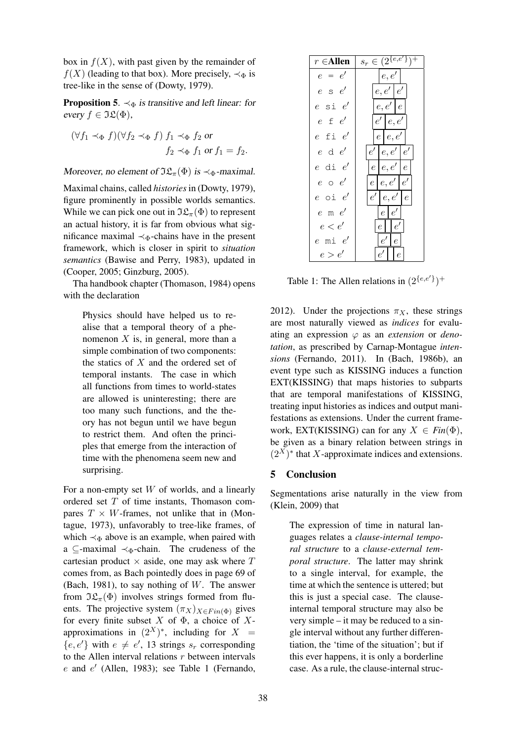box in $f(X)$, with past given by the remainder of $f(X)$ (leading to that box). More precisely, $\prec_\Phi$ is tree-like in the sense of (Dowty, 1979).

**Proposition 5**. *$\prec_\Phi$ is transitive and left linear: for every $f \in \mathfrak{IL}(\Phi)$,*

$$(\forall f_1 \prec_\Phi f)(\forall f_2 \prec_\Phi f)\ f_1 \prec_\Phi f_2 \text{ or } f_2 \prec_\Phi f_1 \text{ or } f_1 = f_2.$$

*Moreover, no element of $\mathfrak{IL}_\pi(\Phi)$ is $\prec_\Phi$-maximal.*

Maximal chains, called *histories* in (Dowty, 1979), figure prominently in possible worlds semantics. While we can pick one out in $\mathfrak{IL}_\pi(\Phi)$ to represent an actual history, it is far from obvious what significance maximal $\prec_\Phi$-chains have in the present framework, which is closer in spirit to *situation semantics* (Bawise and Perry, 1983), updated in (Cooper, 2005; Ginzburg, 2005).

Tha handbook chapter (Thomason, 1984) opens with the declaration

> Physics should have helped us to realise that a temporal theory of a phenomenon $X$ is, in general, more than a simple combination of two components: the statics of $X$ and the ordered set of temporal instants. The case in which all functions from times to world-states are allowed is uninteresting; there are too many such functions, and the theory has not begun until we have begun to restrict them. And often the principles that emerge from the interaction of time with the phenomena seem new and surprising.

For a non-empty set $W$ of worlds, and a linearly ordered set $T$ of time instants, Thomason compares $T \times W$-frames, not unlike that in (Montague, 1973), unfavorably to tree-like frames, of which $\prec_\Phi$ above is an example, when paired with a $\subseteq$-maximal $\prec_\Phi$-chain. The crudeness of the cartesian product $\times$ aside, one may ask where $T$ comes from, as Bach pointedly does in page 69 of (Bach, 1981), to say nothing of $W$. The answer from $\mathfrak{IL}_\pi(\Phi)$ involves strings formed from fluents. The projective system $(\pi_X)_{X \in Fin(\Phi)}$ gives for every finite subset $X$ of $\Phi$, a choice of $X$-approximations in $(2^X)^*$, including for $X = \{e, e'\}$ with $e \neq e'$, 13 strings $s_r$ corresponding to the Allen interval relations $r$ between intervals $e$ and $e'$ (Allen, 1983); see Table 1 (Fernando, 2012). Under the projections $\pi_X$, these strings are most naturally viewed as *indices* for evaluating an expression $\varphi$ as an *extension* or *denotation*, as prescribed by Carnap-Montague *intensions* (Fernando, 2011). In (Bach, 1986b), an event type such as KISSING induces a function EXT(KISSING) that maps histories to subparts that are temporal manifestations of KISSING, treating input histories as indices and output manifestations as extensions. Under the current framework, EXT(KISSING) can for any $X \in Fin(\Phi)$, be given as a binary relation between strings in $(2^X)^*$ that $X$-approximate indices and extensions.

| $r \in$ **Allen** | $s_r \in (2^{\{e,e'\}})^+$ |
|---|---|
| $e$ = $e'$ | $\boxed{e,e'}$ |
| $e$ s $e'$ | $\boxed{e,e'}\boxed{e'}$ |
| $e$ si $e'$ | $\boxed{e,e'}\boxed{e}$ |
| $e$ f $e'$ | $\boxed{e'}\boxed{e,e'}$ |
| $e$ fi $e'$ | $\boxed{e}\boxed{e,e'}$ |
| $e$ d $e'$ | $\boxed{e'}\boxed{e,e'}\boxed{e'}$ |
| $e$ di $e'$ | $\boxed{e}\boxed{e,e'}\boxed{e}$ |
| $e$ o $e'$ | $\boxed{e}\boxed{e,e'}\boxed{e'}$ |
| $e$ oi $e'$ | $\boxed{e'}\boxed{e,e'}\boxed{e}$ |
| $e$ m $e'$ | $\boxed{e}\boxed{e'}$ |
| $e < e'$ | $\boxed{e}\boxed{\phantom{e}}\boxed{e'}$ |
| $e$ mi $e'$ | $\boxed{e'}\boxed{e}$ |
| $e > e'$ | $\boxed{e'}\boxed{\phantom{e}}\boxed{e}$ |

Table 1: The Allen relations in $(2^{\{e,e'\}})^+$

## 5 Conclusion

Segmentations arise naturally in the view from (Klein, 2009) that

> The expression of time in natural languages relates a *clause-internal temporal structure* to a *clause-external temporal structure*. The latter may shrink to a single interval, for example, the time at which the sentence is uttered; but this is just a special case. The clause-internal temporal structure may also be very simple – it may be reduced to a single interval without any further differentiation, the 'time of the situation'; but if this ever happens, it is only a borderline case. As a rule, the clause-internal struc-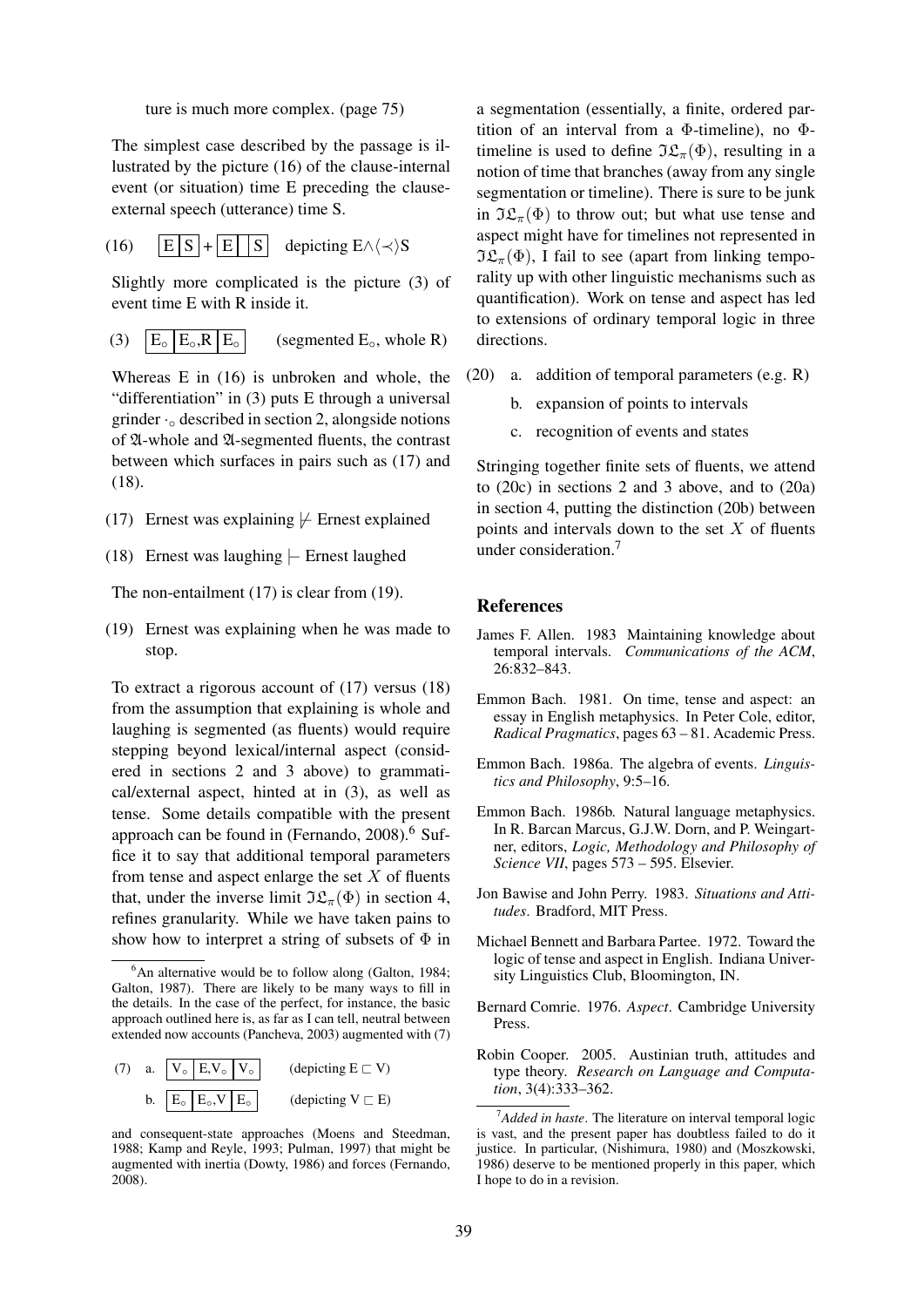ture is much more complex. (page 75)

The simplest case described by the passage is illustrated by the picture (16) of the clause-internal event (or situation) time E preceding the clause-external speech (utterance) time S.

(16) $\boxed{E}\boxed{S} + \boxed{E}\boxed{\ }\boxed{S}$ depicting E$\wedge\langle\prec\rangle$S

Slightly more complicated is the picture (3) of event time E with R inside it.

(3) $\boxed{E_\circ}\boxed{E_\circ,R}\boxed{E_\circ}$ (segmented $E_\circ$, whole R)

Whereas E in (16) is unbroken and whole, the "differentiation" in (3) puts E through a universal grinder $\cdot_\circ$ described in section 2, alongside notions of $\mathfrak{A}$-whole and $\mathfrak{A}$-segmented fluents, the contrast between which surfaces in pairs such as (17) and (18).

(17) Ernest was explaining $\not\vdash$ Ernest explained

(18) Ernest was laughing $\vdash$ Ernest laughed

The non-entailment (17) is clear from (19).

(19) Ernest was explaining when he was made to stop.

To extract a rigorous account of (17) versus (18) from the assumption that explaining is whole and laughing is segmented (as fluents) would require stepping beyond lexical/internal aspect (considered in sections 2 and 3 above) to grammatical/external aspect, hinted at in (3), as well as tense. Some details compatible with the present approach can be found in (Fernando, 2008).[6] Suffice it to say that additional temporal parameters from tense and aspect enlarge the set $X$ of fluents that, under the inverse limit $\mathfrak{IL}_\pi(\Phi)$ in section 4, refines granularity. While we have taken pains to show how to interpret a string of subsets of $\Phi$ in a segmentation (essentially, a finite, ordered partition of an interval from a $\Phi$-timeline), no $\Phi$-timeline is used to define $\mathfrak{IL}_\pi(\Phi)$, resulting in a notion of time that branches (away from any single segmentation or timeline). There is sure to be junk in $\mathfrak{IL}_\pi(\Phi)$ to throw out; but what use tense and aspect might have for timelines not represented in $\mathfrak{IL}_\pi(\Phi)$, I fail to see (apart from linking temporality up with other linguistic mechanisms such as quantification). Work on tense and aspect has led to extensions of ordinary temporal logic in three directions.

(20) a. addition of temporal parameters (e.g. R)

b. expansion of points to intervals

c. recognition of events and states

Stringing together finite sets of fluents, we attend to (20c) in sections 2 and 3 above, and to (20a) in section 4, putting the distinction (20b) between points and intervals down to the set $X$ of fluents under consideration.[7]

[6] An alternative would be to follow along (Galton, 1984; Galton, 1987). There are likely to be many ways to fill in the details. In the case of the perfect, for instance, the basic approach outlined here is, as far as I can tell, neutral between extended now accounts (Pancheva, 2003) augmented with (7)

(7) a. $\boxed{V_\circ}\boxed{E,V_\circ}\boxed{V_\circ}$ (depicting $E \sqsubset V$)

b. $\boxed{E_\circ}\boxed{E_\circ,V}\boxed{E_\circ}$ (depicting $V \sqsubset E$)

and consequent-state approaches (Moens and Steedman, 1988; Kamp and Reyle, 1993; Pulman, 1997) that might be augmented with inertia (Dowty, 1986) and forces (Fernando, 2008).

[7] *Added in haste*. The literature on interval temporal logic is vast, and the present paper has doubtless failed to do it justice. In particular, (Nishimura, 1980) and (Moszkowski, 1986) deserve to be mentioned properly in this paper, which I hope to do in a revision.

## References

James F. Allen. 1983 Maintaining knowledge about temporal intervals. *Communications of the ACM*, 26:832–843.

Emmon Bach. 1981. On time, tense and aspect: an essay in English metaphysics. In Peter Cole, editor, *Radical Pragmatics*, pages 63 – 81. Academic Press.

Emmon Bach. 1986a. The algebra of events. *Linguistics and Philosophy*, 9:5–16.

Emmon Bach. 1986b. Natural language metaphysics. In R. Barcan Marcus, G.J.W. Dorn, and P. Weingartner, editors, *Logic, Methodology and Philosophy of Science VII*, pages 573 – 595. Elsevier.

Jon Bawise and John Perry. 1983. *Situations and Attitudes*. Bradford, MIT Press.

Michael Bennett and Barbara Partee. 1972. Toward the logic of tense and aspect in English. Indiana University Linguistics Club, Bloomington, IN.

Bernard Comrie. 1976. *Aspect*. Cambridge University Press.

Robin Cooper. 2005. Austinian truth, attitudes and type theory. *Research on Language and Computation*, 3(4):333–362.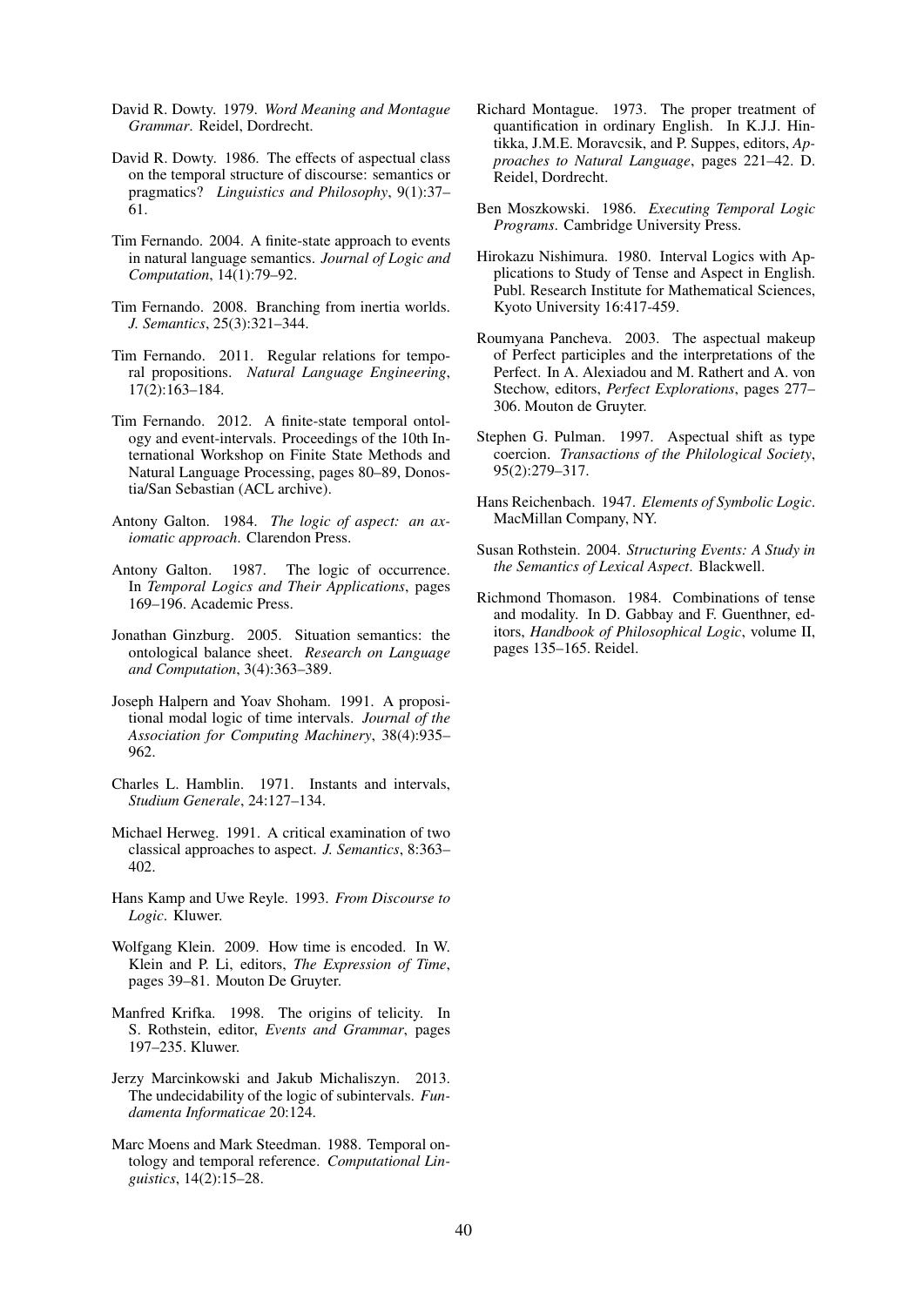David R. Dowty. 1979. *Word Meaning and Montague Grammar*. Reidel, Dordrecht.

David R. Dowty. 1986. The effects of aspectual class on the temporal structure of discourse: semantics or pragmatics? *Linguistics and Philosophy*, 9(1):37–61.

Tim Fernando. 2004. A finite-state approach to events in natural language semantics. *Journal of Logic and Computation*, 14(1):79–92.

Tim Fernando. 2008. Branching from inertia worlds. *J. Semantics*, 25(3):321–344.

Tim Fernando. 2011. Regular relations for temporal propositions. *Natural Language Engineering*, 17(2):163–184.

Tim Fernando. 2012. A finite-state temporal ontology and event-intervals. Proceedings of the 10th International Workshop on Finite State Methods and Natural Language Processing, pages 80–89, Donostia/San Sebastian (ACL archive).

Antony Galton. 1984. *The logic of aspect: an axiomatic approach*. Clarendon Press.

Antony Galton. 1987. The logic of occurrence. In *Temporal Logics and Their Applications*, pages 169–196. Academic Press.

Jonathan Ginzburg. 2005. Situation semantics: the ontological balance sheet. *Research on Language and Computation*, 3(4):363–389.

Joseph Halpern and Yoav Shoham. 1991. A propositional modal logic of time intervals. *Journal of the Association for Computing Machinery*, 38(4):935–962.

Charles L. Hamblin. 1971. Instants and intervals, *Studium Generale*, 24:127–134.

Michael Herweg. 1991. A critical examination of two classical approaches to aspect. *J. Semantics*, 8:363–402.

Hans Kamp and Uwe Reyle. 1993. *From Discourse to Logic*. Kluwer.

Wolfgang Klein. 2009. How time is encoded. In W. Klein and P. Li, editors, *The Expression of Time*, pages 39–81. Mouton De Gruyter.

Manfred Krifka. 1998. The origins of telicity. In S. Rothstein, editor, *Events and Grammar*, pages 197–235. Kluwer.

Jerzy Marcinkowski and Jakub Michaliszyn. 2013. The undecidability of the logic of subintervals. *Fundamenta Informaticae* 20:124.

Marc Moens and Mark Steedman. 1988. Temporal ontology and temporal reference. *Computational Linguistics*, 14(2):15–28.

Richard Montague. 1973. The proper treatment of quantification in ordinary English. In K.J.J. Hintikka, J.M.E. Moravcsik, and P. Suppes, editors, *Approaches to Natural Language*, pages 221–42. D. Reidel, Dordrecht.

Ben Moszkowski. 1986. *Executing Temporal Logic Programs*. Cambridge University Press.

Hirokazu Nishimura. 1980. Interval Logics with Applications to Study of Tense and Aspect in English. Publ. Research Institute for Mathematical Sciences, Kyoto University 16:417-459.

Roumyana Pancheva. 2003. The aspectual makeup of Perfect participles and the interpretations of the Perfect. In A. Alexiadou and M. Rathert and A. von Stechow, editors, *Perfect Explorations*, pages 277–306. Mouton de Gruyter.

Stephen G. Pulman. 1997. Aspectual shift as type coercion. *Transactions of the Philological Society*, 95(2):279–317.

Hans Reichenbach. 1947. *Elements of Symbolic Logic*. MacMillan Company, NY.

Susan Rothstein. 2004. *Structuring Events: A Study in the Semantics of Lexical Aspect*. Blackwell.

Richmond Thomason. 1984. Combinations of tense and modality. In D. Gabbay and F. Guenthner, editors, *Handbook of Philosophical Logic*, volume II, pages 135–165. Reidel.